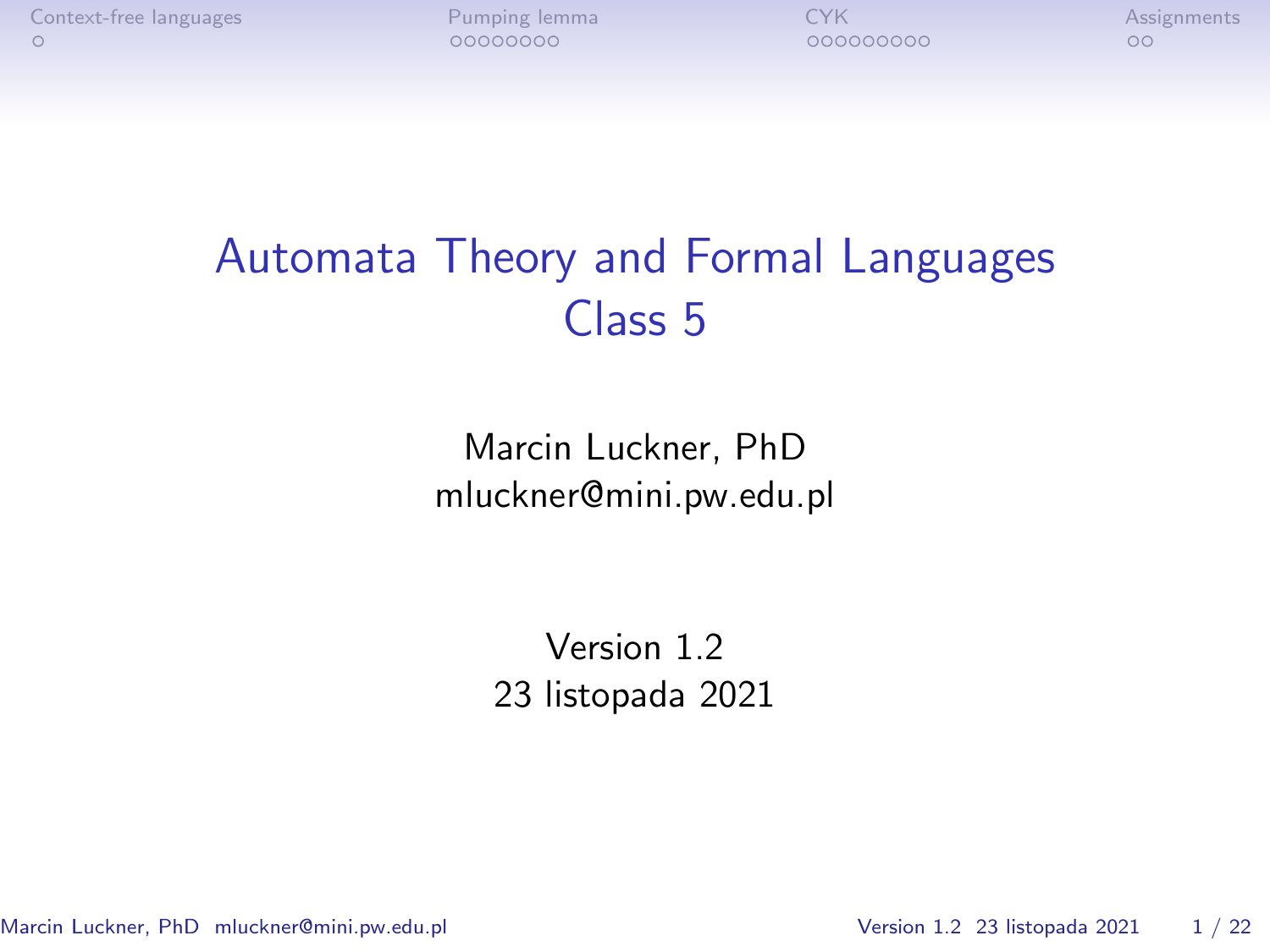# Automata Theory and Formal Languages
## Class 5

Marcin Luckner, PhD
mluckner@mini.pw.edu.pl

Version 1.2
23 listopada 2021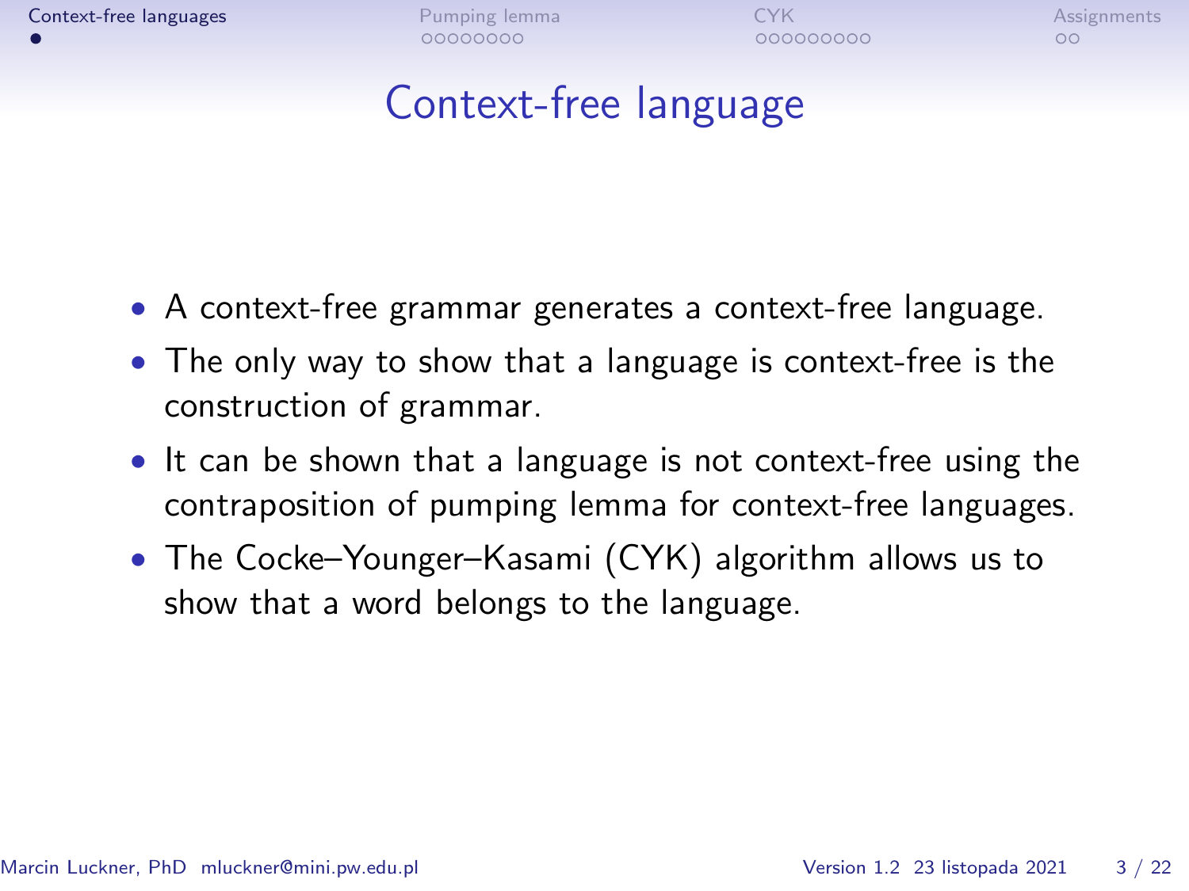# Context-free language

- A context-free grammar generates a context-free language.
- The only way to show that a language is context-free is the construction of grammar.
- It can be shown that a language is not context-free using the contraposition of pumping lemma for context-free languages.
- The Cocke–Younger–Kasami (CYK) algorithm allows us to show that a word belongs to the language.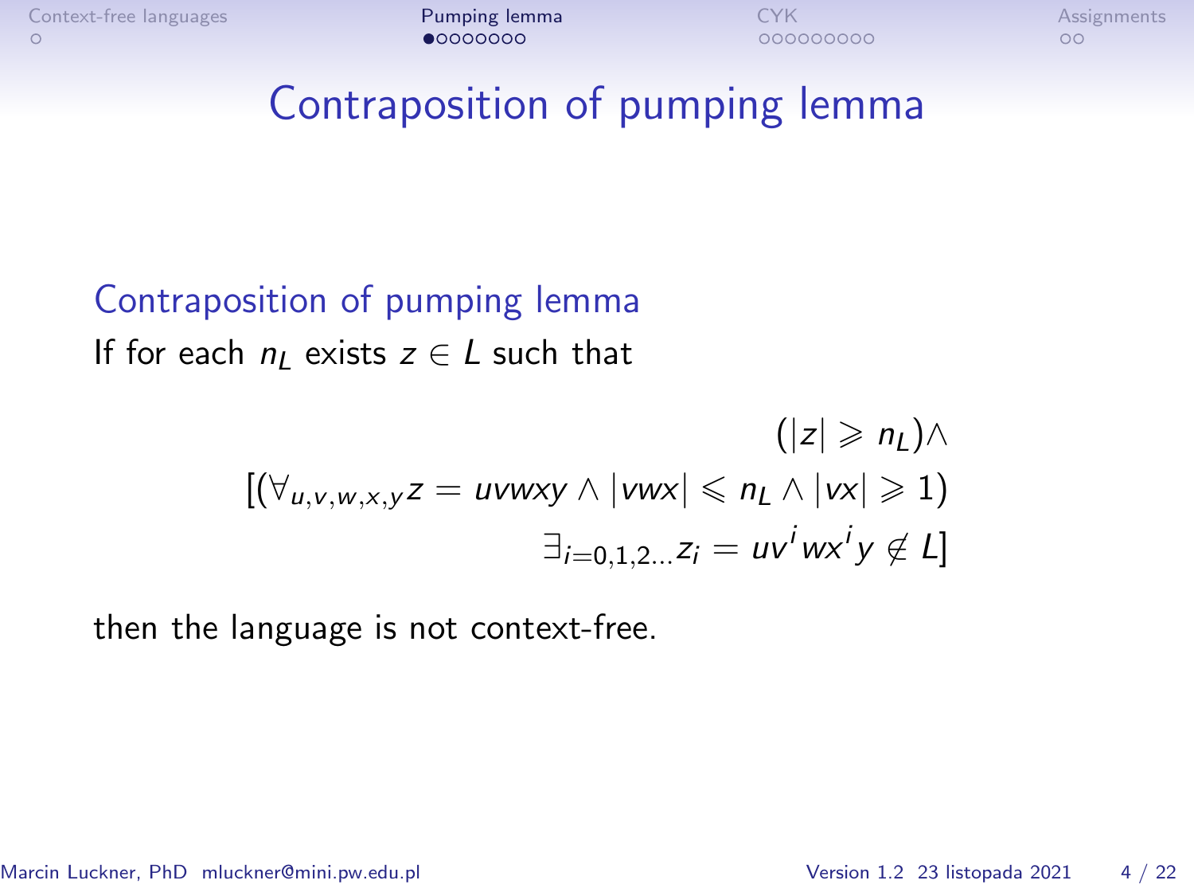# Contraposition of pumping lemma

## Contraposition of pumping lemma

If for each $n_L$ exists $z \in L$ such that

$$
\begin{aligned}
&(|z| \geqslant n_L)\wedge \\
[(\forall_{u,v,w,x,y} z = uvwxy \wedge |vwx| \leqslant n_L \wedge |vx| \geqslant 1)& \\
\exists_{i=0,1,2\ldots} z_i = uv^i wx^i y \notin L]&
\end{aligned}
$$

then the language is not context-free.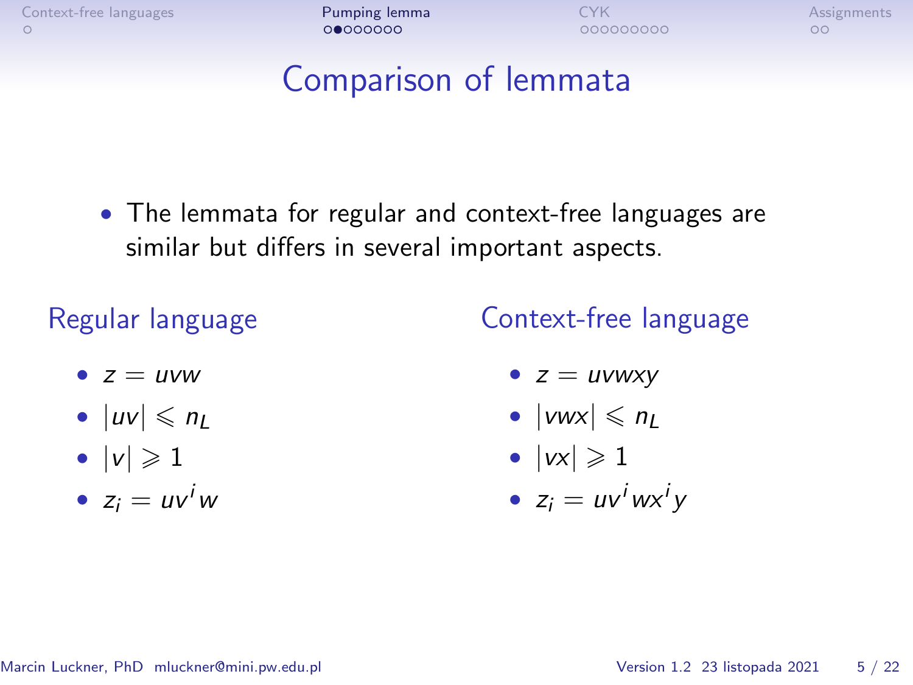# Comparison of lemmata

- The lemmata for regular and context-free languages are similar but differs in several important aspects.

## Regular language

- $z = uvw$
- $|uv| \leqslant n_L$
- $|v| \geqslant 1$
- $z_i = uv^i w$

## Context-free language

- $z = uvwxy$
- $|vwx| \leqslant n_L$
- $|vx| \geqslant 1$
- $z_i = uv^i wx^i y$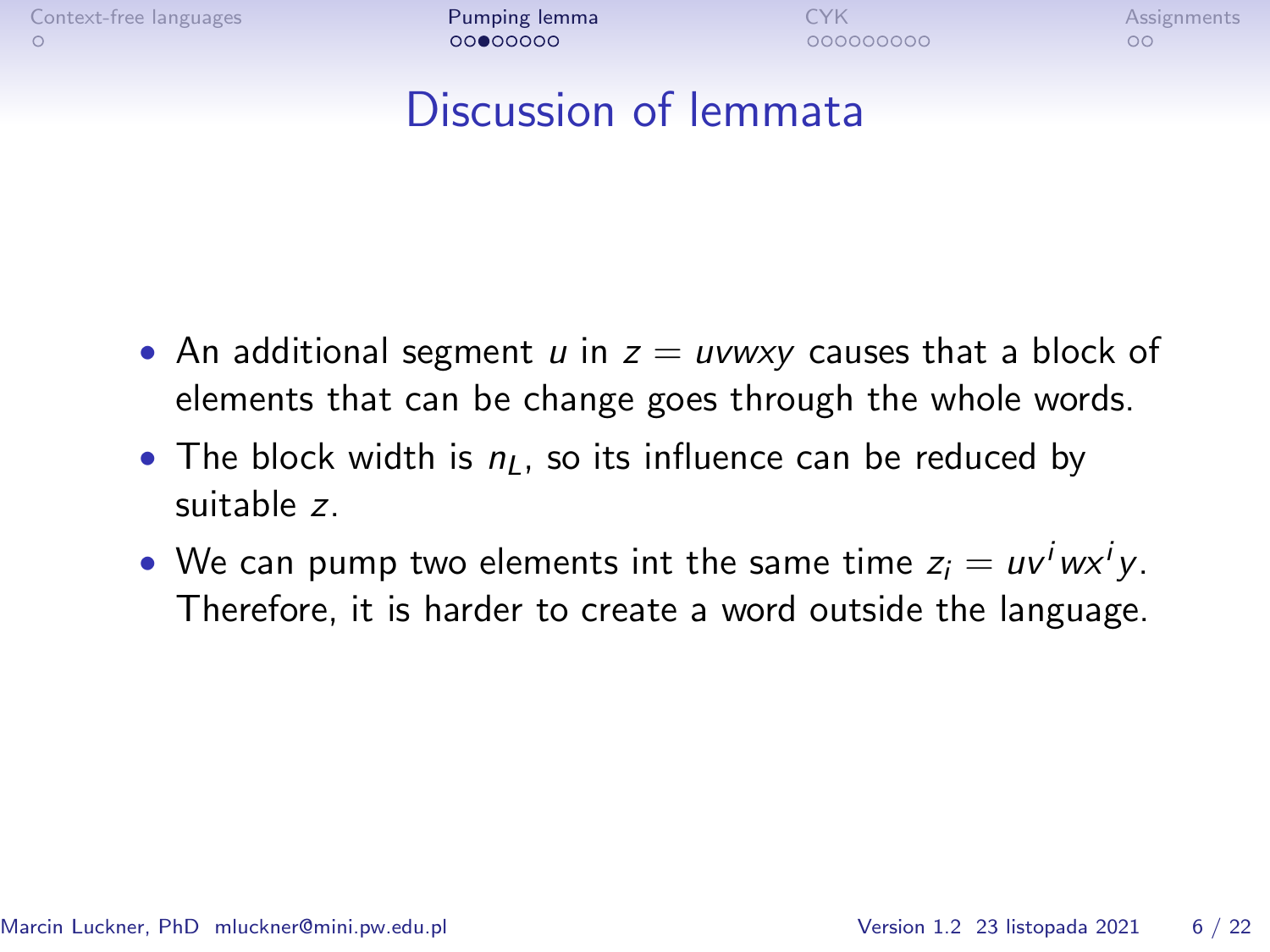# Discussion of lemmata

- An additional segment $u$ in $z = uvwxy$ causes that a block of elements that can be change goes through the whole words.
- The block width is $n_L$, so its influence can be reduced by suitable $z$.
- We can pump two elements int the same time $z_i = uv^iwx^iy$. Therefore, it is harder to create a word outside the language.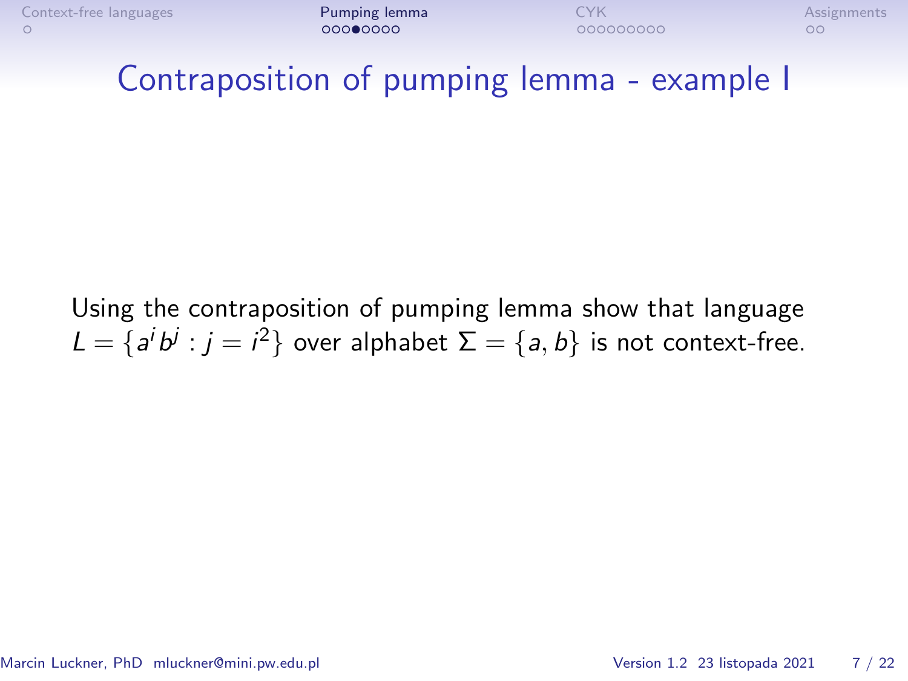# Contraposition of pumping lemma - example I

Using the contraposition of pumping lemma show that language $L = \{a^i b^j : j = i^2\}$ over alphabet $\Sigma = \{a, b\}$ is not context-free.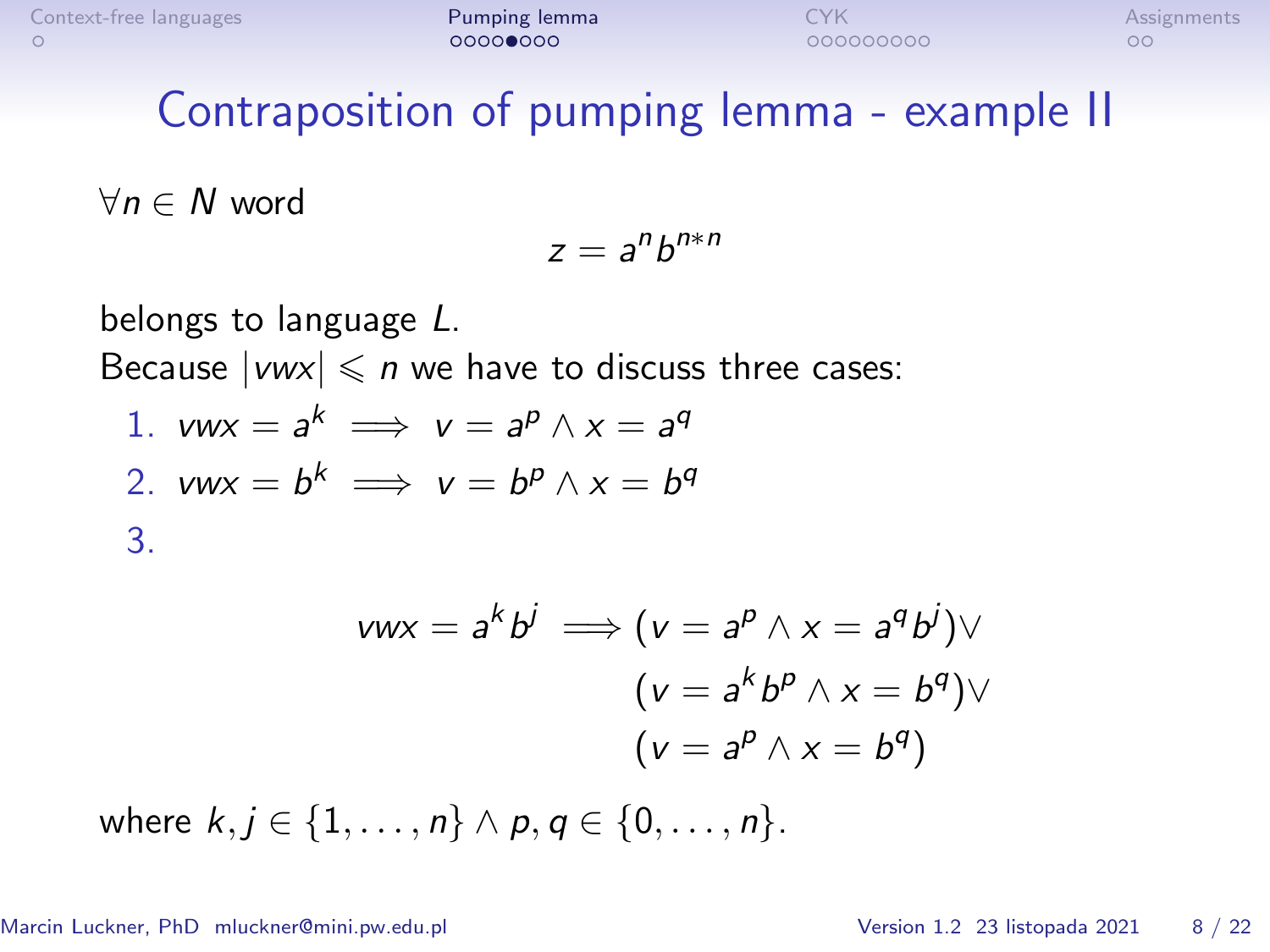# Contraposition of pumping lemma - example II

$\forall n \in N$ word

$$z = a^n b^{n*n}$$

belongs to language $L$.
Because $|vwx| \leqslant n$ we have to discuss three cases:

1. $vwx = a^k \implies v = a^p \wedge x = a^q$
2. $vwx = b^k \implies v = b^p \wedge x = b^q$
3. $$vwx = a^k b^j \implies (v = a^p \wedge x = a^q b^j) \vee$$
   $$(v = a^k b^p \wedge x = b^q) \vee$$
   $$(v = a^p \wedge x = b^q)$$

where $k, j \in \{1, \ldots, n\} \wedge p, q \in \{0, \ldots, n\}$.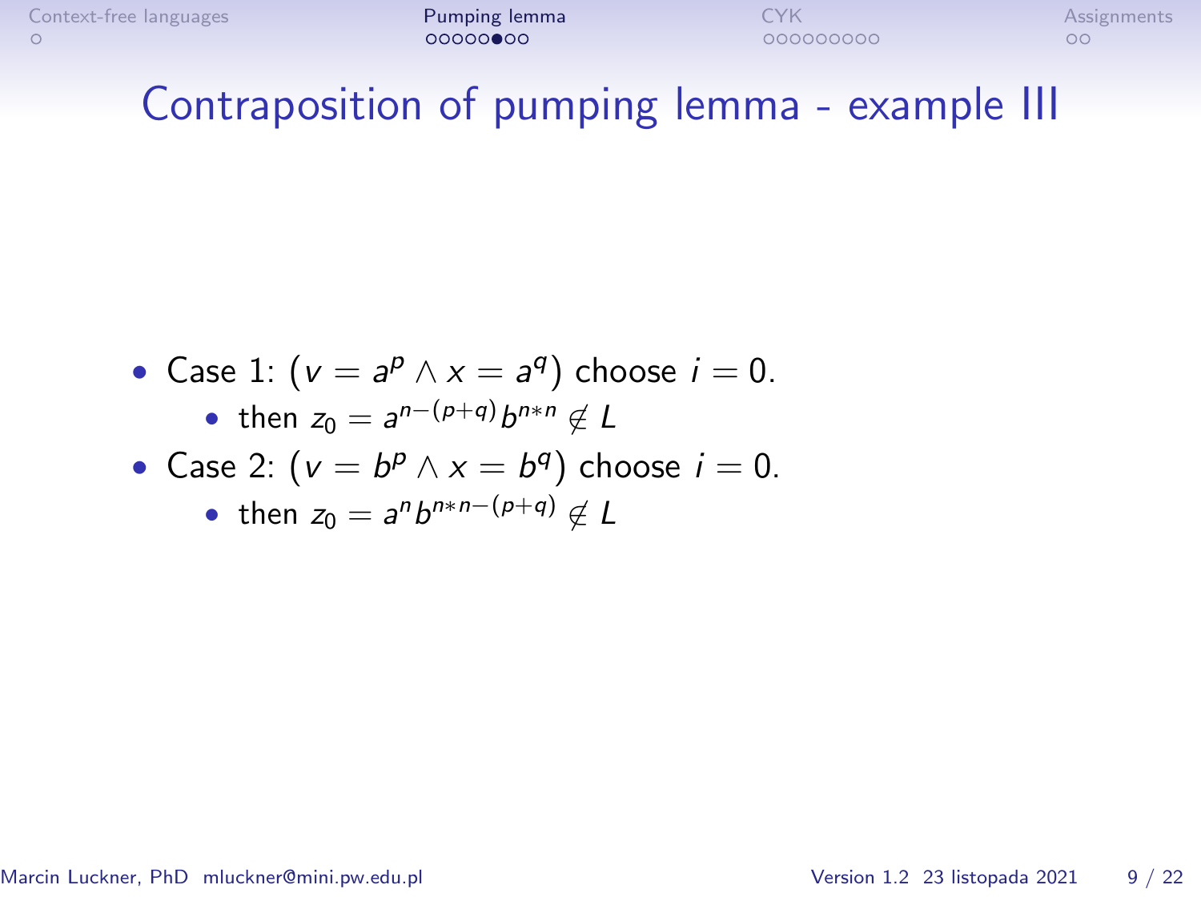# Contraposition of pumping lemma - example III

- Case 1: $(v = a^p \wedge x = a^q)$ choose $i = 0$.
  - then $z_0 = a^{n-(p+q)} b^{n*n} \notin L$
- Case 2: $(v = b^p \wedge x = b^q)$ choose $i = 0$.
  - then $z_0 = a^n b^{n*n-(p+q)} \notin L$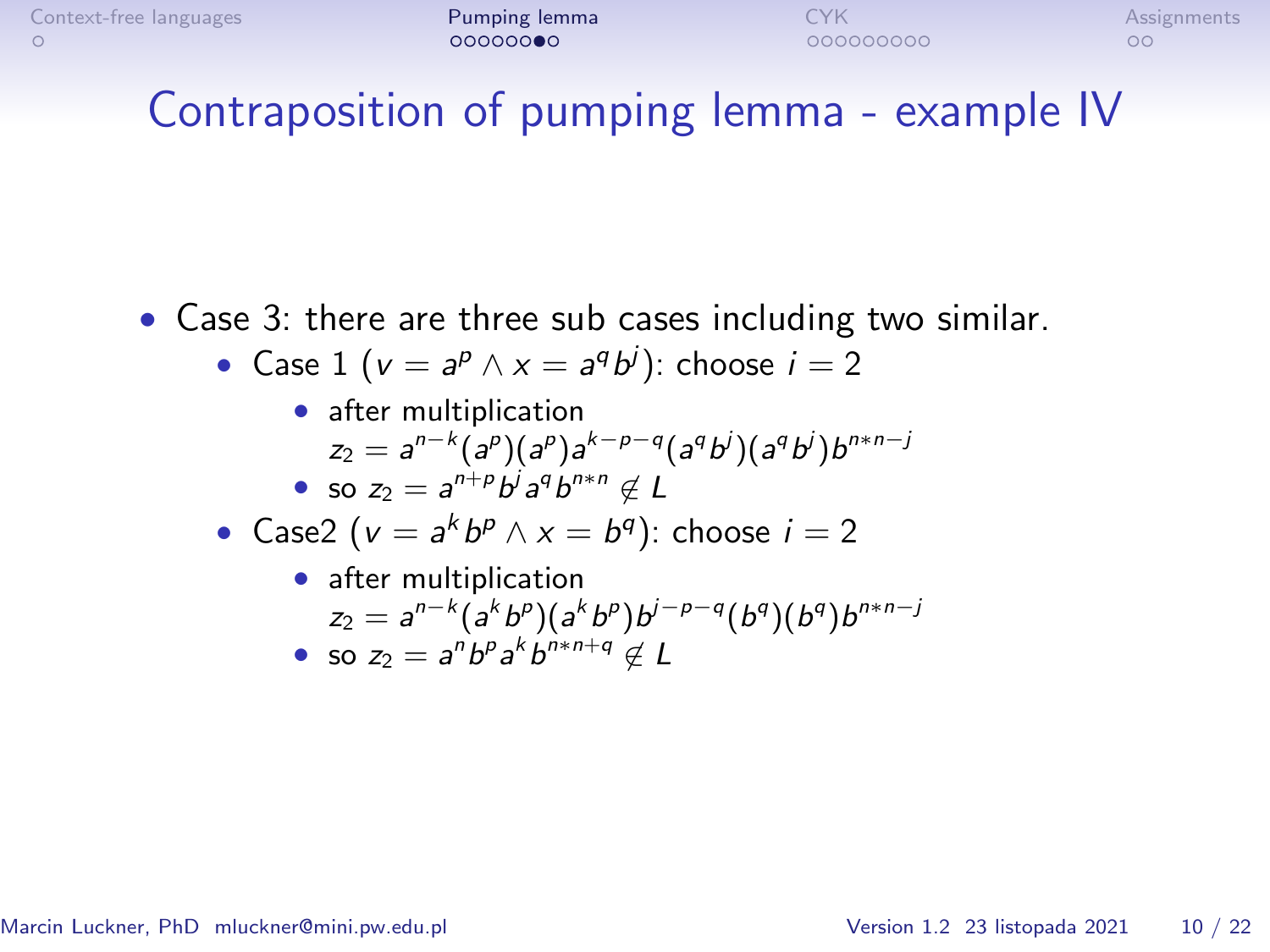# Contraposition of pumping lemma - example IV

- Case 3: there are three sub cases including two similar.
  - Case 1 ($v = a^p \wedge x = a^q b^j$): choose $i = 2$
    - after multiplication $z_2 = a^{n-k}(a^p)(a^p)a^{k-p-q}(a^q b^j)(a^q b^j)b^{n*n-j}$
    - so $z_2 = a^{n+p} b^j a^q b^{n*n} \notin L$
  - Case2 ($v = a^k b^p \wedge x = b^q$): choose $i = 2$
    - after multiplication $z_2 = a^{n-k}(a^k b^p)(a^k b^p)b^{j-p-q}(b^q)(b^q)b^{n*n-j}$
    - so $z_2 = a^n b^p a^k b^{n*n+q} \notin L$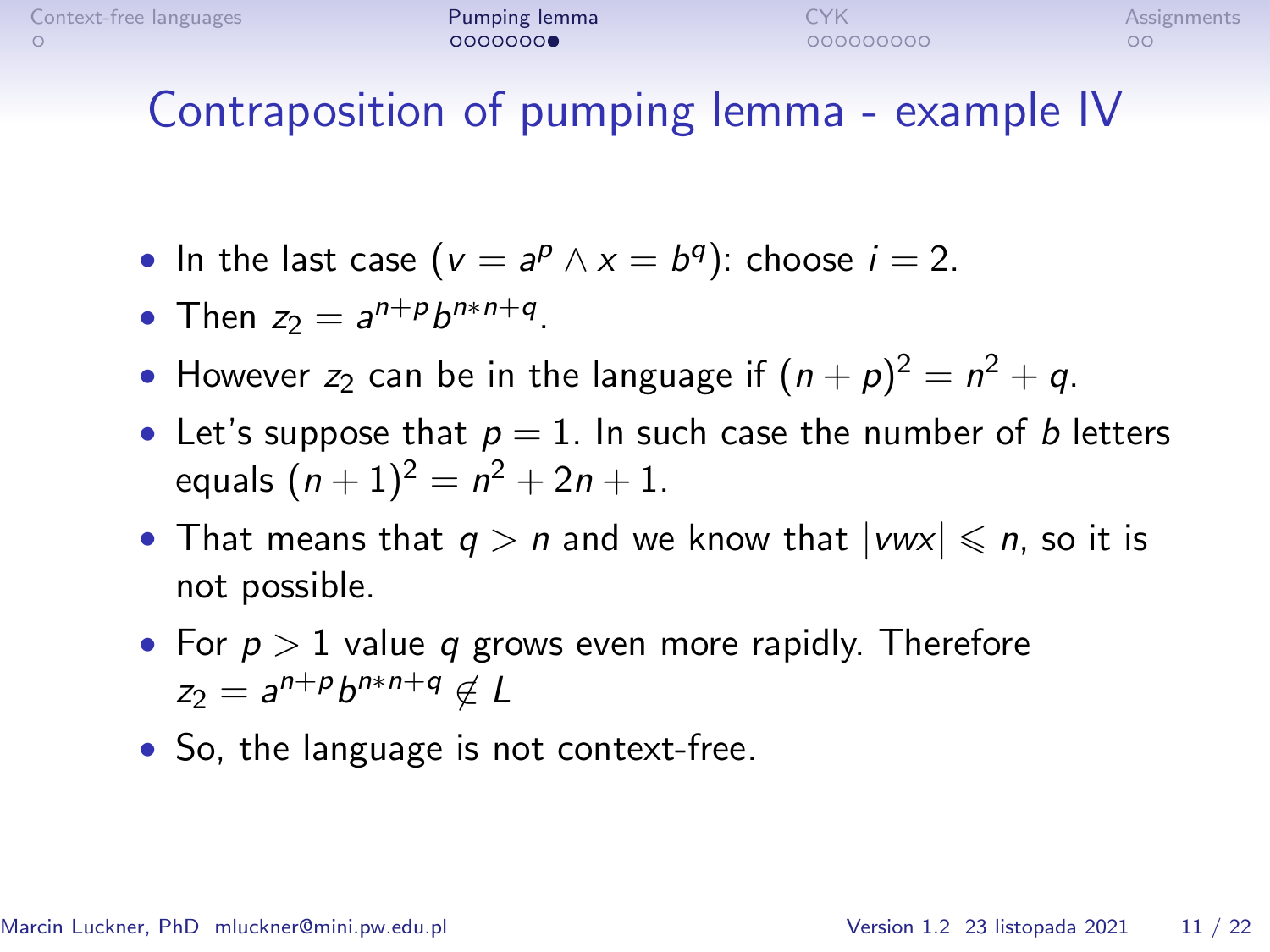# Contraposition of pumping lemma - example IV

- In the last case ($v = a^p \wedge x = b^q$): choose $i = 2$.
- Then $z_2 = a^{n+p} b^{n*n+q}$.
- However $z_2$ can be in the language if $(n+p)^2 = n^2 + q$.
- Let's suppose that $p = 1$. In such case the number of $b$ letters equals $(n+1)^2 = n^2 + 2n + 1$.
- That means that $q > n$ and we know that $|vwx| \leqslant n$, so it is not possible.
- For $p > 1$ value $q$ grows even more rapidly. Therefore $z_2 = a^{n+p} b^{n*n+q} \notin L$
- So, the language is not context-free.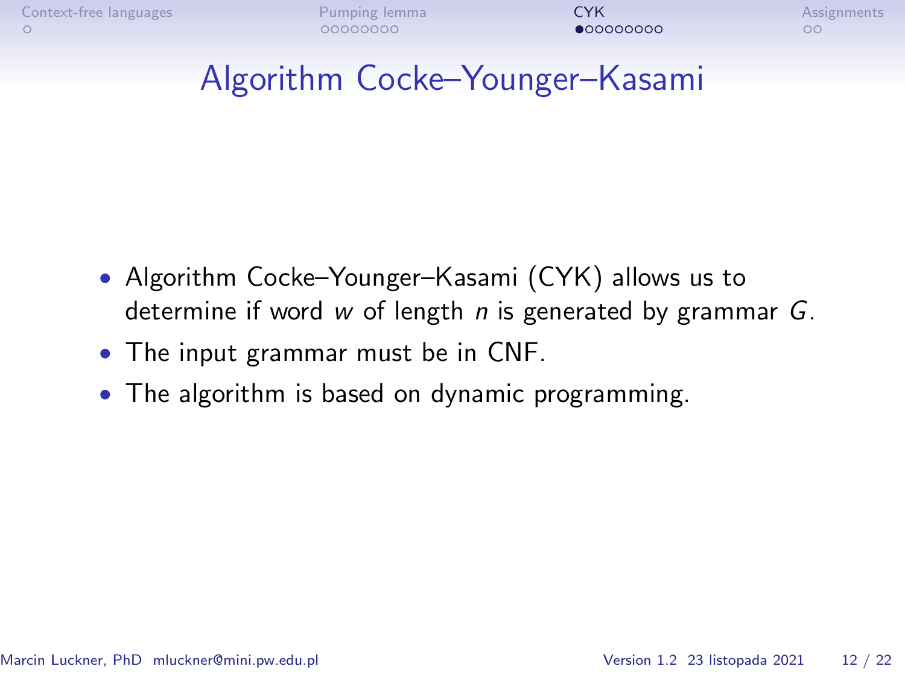# Algorithm Cocke–Younger–Kasami

- Algorithm Cocke–Younger–Kasami (CYK) allows us to determine if word $w$ of length $n$ is generated by grammar $G$.
- The input grammar must be in CNF.
- The algorithm is based on dynamic programming.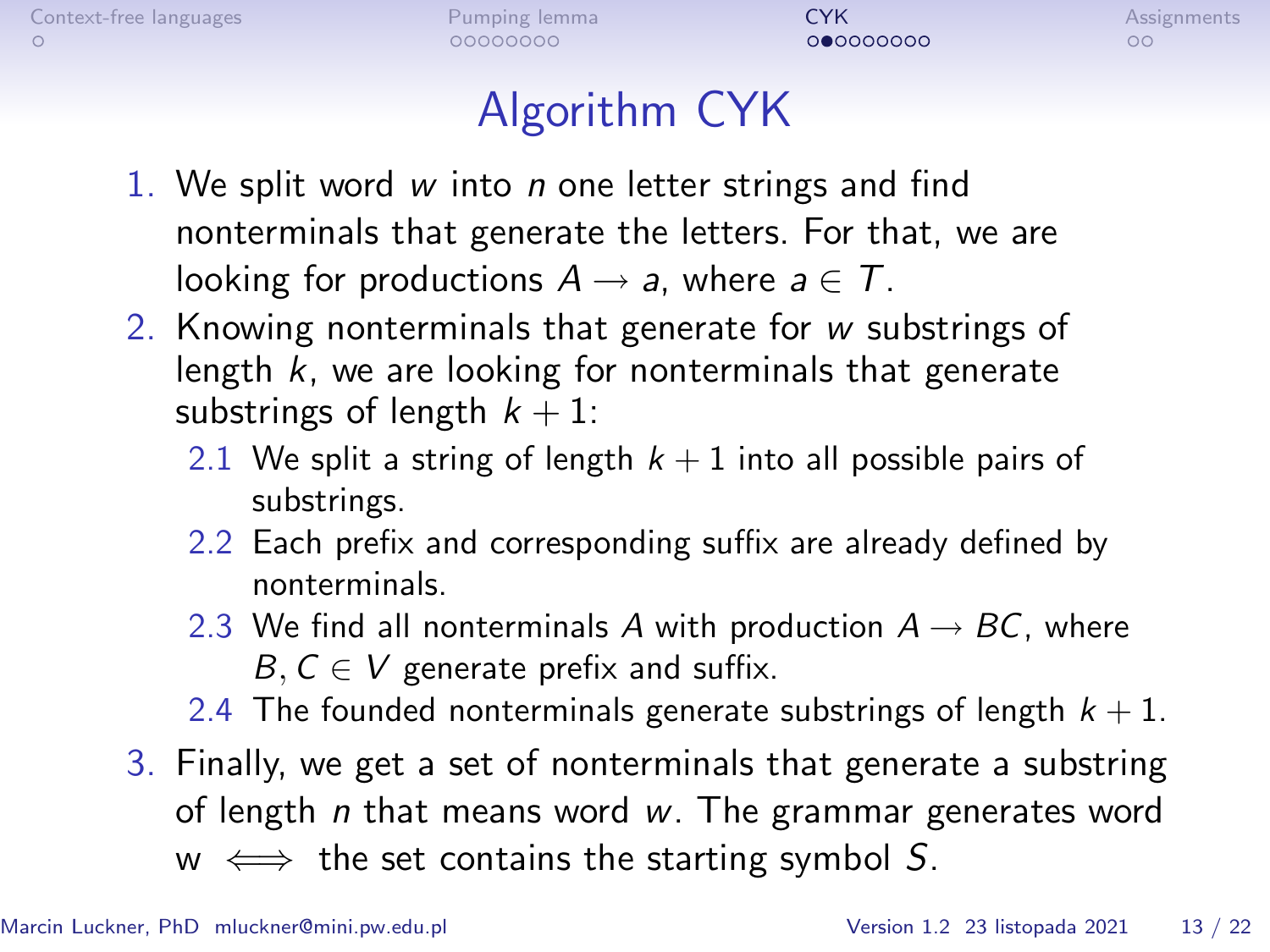# Algorithm CYK

1. We split word $w$ into $n$ one letter strings and find nonterminals that generate the letters. For that, we are looking for productions $A \rightarrow a$, where $a \in T$.
2. Knowing nonterminals that generate for $w$ substrings of length $k$, we are looking for nonterminals that generate substrings of length $k+1$:
   2.1 We split a string of length $k+1$ into all possible pairs of substrings.
   2.2 Each prefix and corresponding suffix are already defined by nonterminals.
   2.3 We find all nonterminals $A$ with production $A \rightarrow BC$, where $B, C \in V$ generate prefix and suffix.
   2.4 The founded nonterminals generate substrings of length $k+1$.
3. Finally, we get a set of nonterminals that generate a substring of length $n$ that means word $w$. The grammar generates word w $\iff$ the set contains the starting symbol $S$.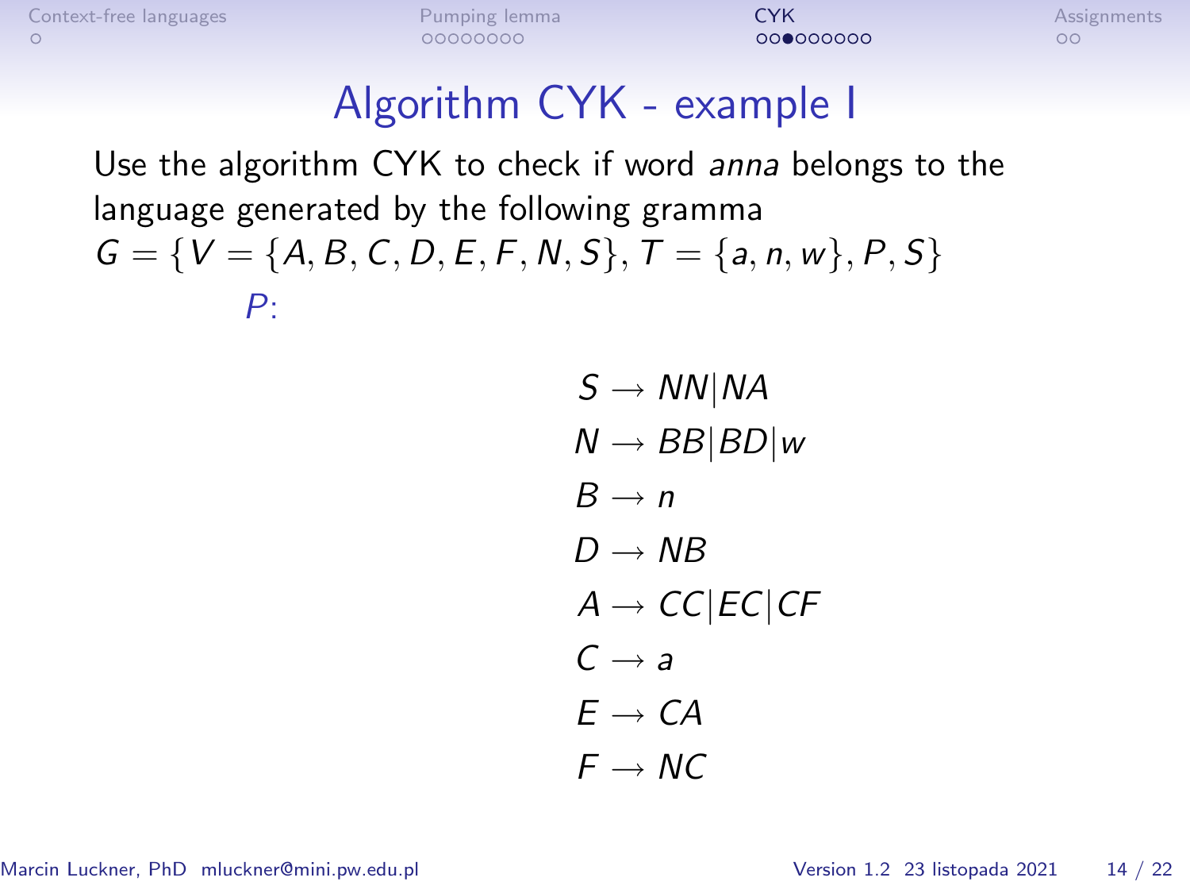# Algorithm CYK - example I

Use the algorithm CYK to check if word *anna* belongs to the language generated by the following gramma
$G = \{V = \{A, B, C, D, E, F, N, S\}, T = \{a, n, w\}, P, S\}$

*P*:

$$
\begin{aligned}
S &\rightarrow NN|NA \\
N &\rightarrow BB|BD|w \\
B &\rightarrow n \\
D &\rightarrow NB \\
A &\rightarrow CC|EC|CF \\
C &\rightarrow a \\
E &\rightarrow CA \\
F &\rightarrow NC
\end{aligned}
$$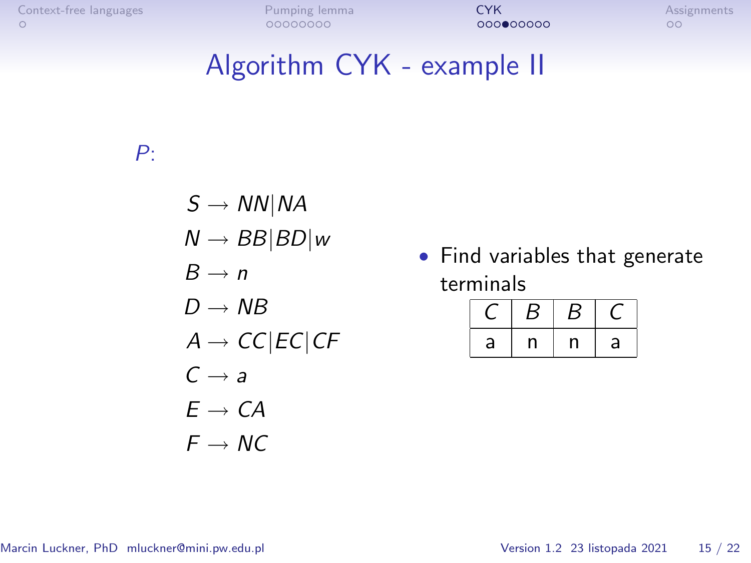# Algorithm CYK - example II

*P*:

$$S \rightarrow NN|NA$$
$$N \rightarrow BB|BD|w$$
$$B \rightarrow n$$
$$D \rightarrow NB$$
$$A \rightarrow CC|EC|CF$$
$$C \rightarrow a$$
$$E \rightarrow CA$$
$$F \rightarrow NC$$

- Find variables that generate terminals

| $C$ | $B$ | $B$ | $C$ |
|---|---|---|---|
| a | n | n | a |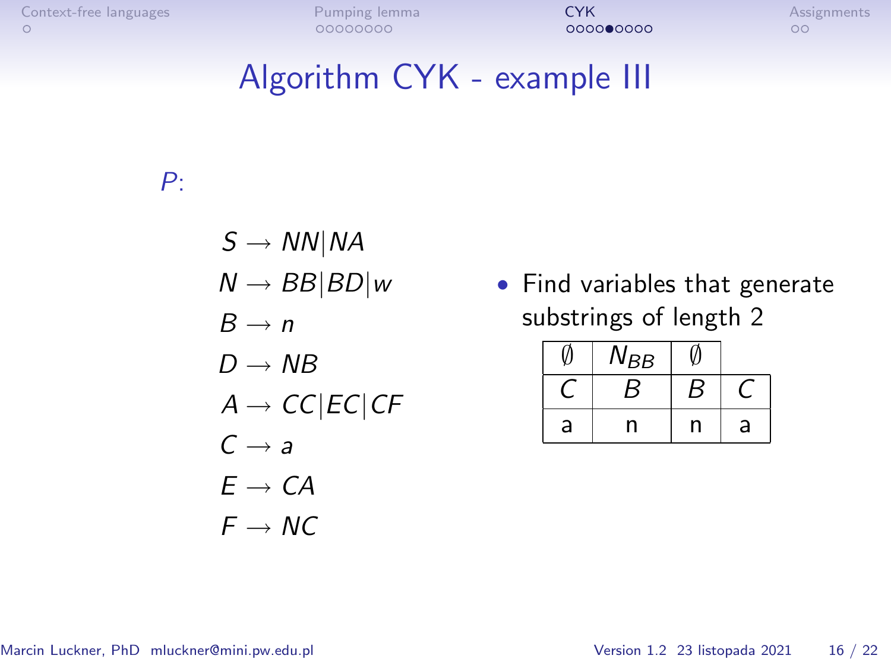# Algorithm CYK - example III

*P*:

$$S \rightarrow NN|NA$$
$$N \rightarrow BB|BD|w$$
$$B \rightarrow n$$
$$D \rightarrow NB$$
$$A \rightarrow CC|EC|CF$$
$$C \rightarrow a$$
$$E \rightarrow CA$$
$$F \rightarrow NC$$

- Find variables that generate substrings of length 2

| $\emptyset$ | $N_{BB}$ | $\emptyset$ | |
|---|---|---|---|
| $C$ | $B$ | $B$ | $C$ |
| a | n | n | a |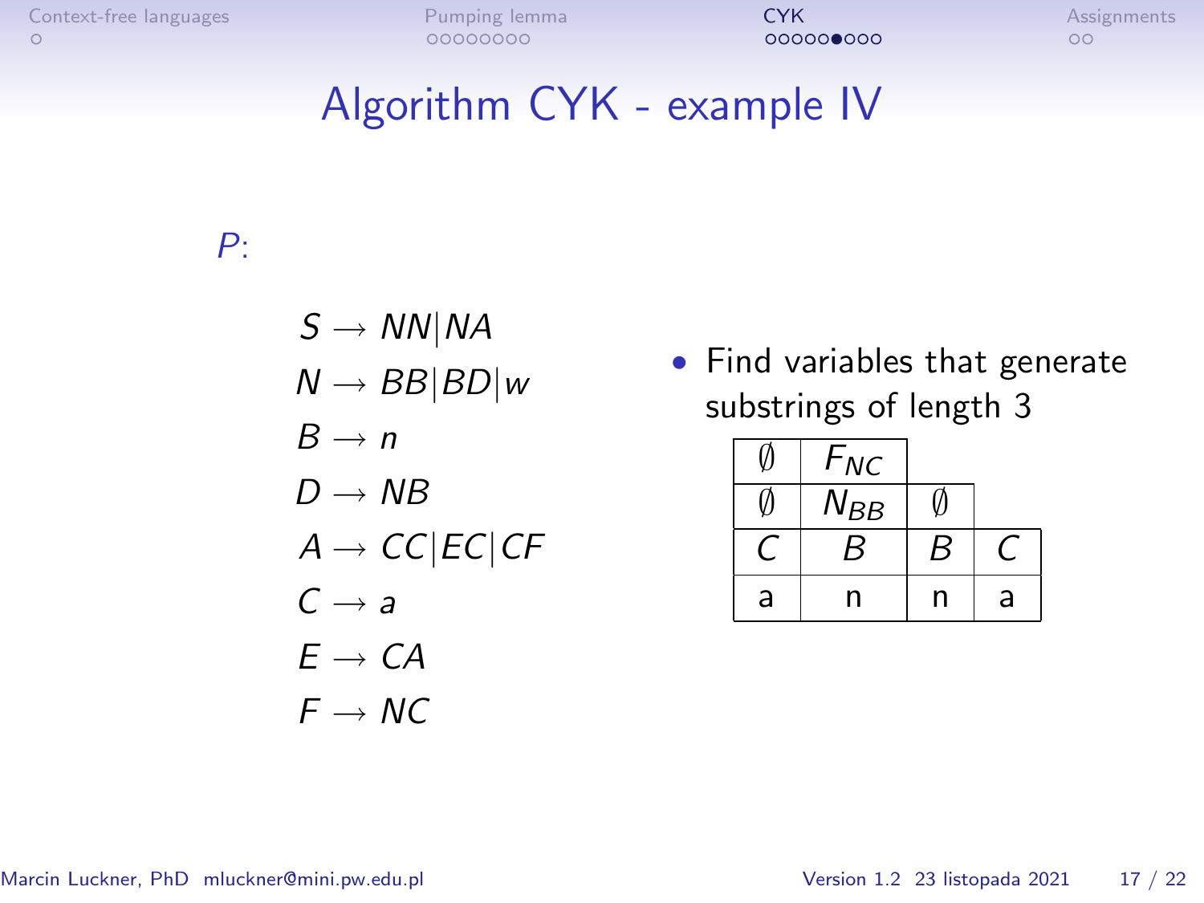# Algorithm CYK - example IV

*P*:

$$S \rightarrow NN|NA$$
$$N \rightarrow BB|BD|w$$
$$B \rightarrow n$$
$$D \rightarrow NB$$
$$A \rightarrow CC|EC|CF$$
$$C \rightarrow a$$
$$E \rightarrow CA$$
$$F \rightarrow NC$$

- Find variables that generate substrings of length 3

| | | | |
|---|---|---|---|
| $\emptyset$ | $F_{NC}$ | | |
| $\emptyset$ | $N_{BB}$ | $\emptyset$ | |
| $C$ | $B$ | $B$ | $C$ |
| a | n | n | a |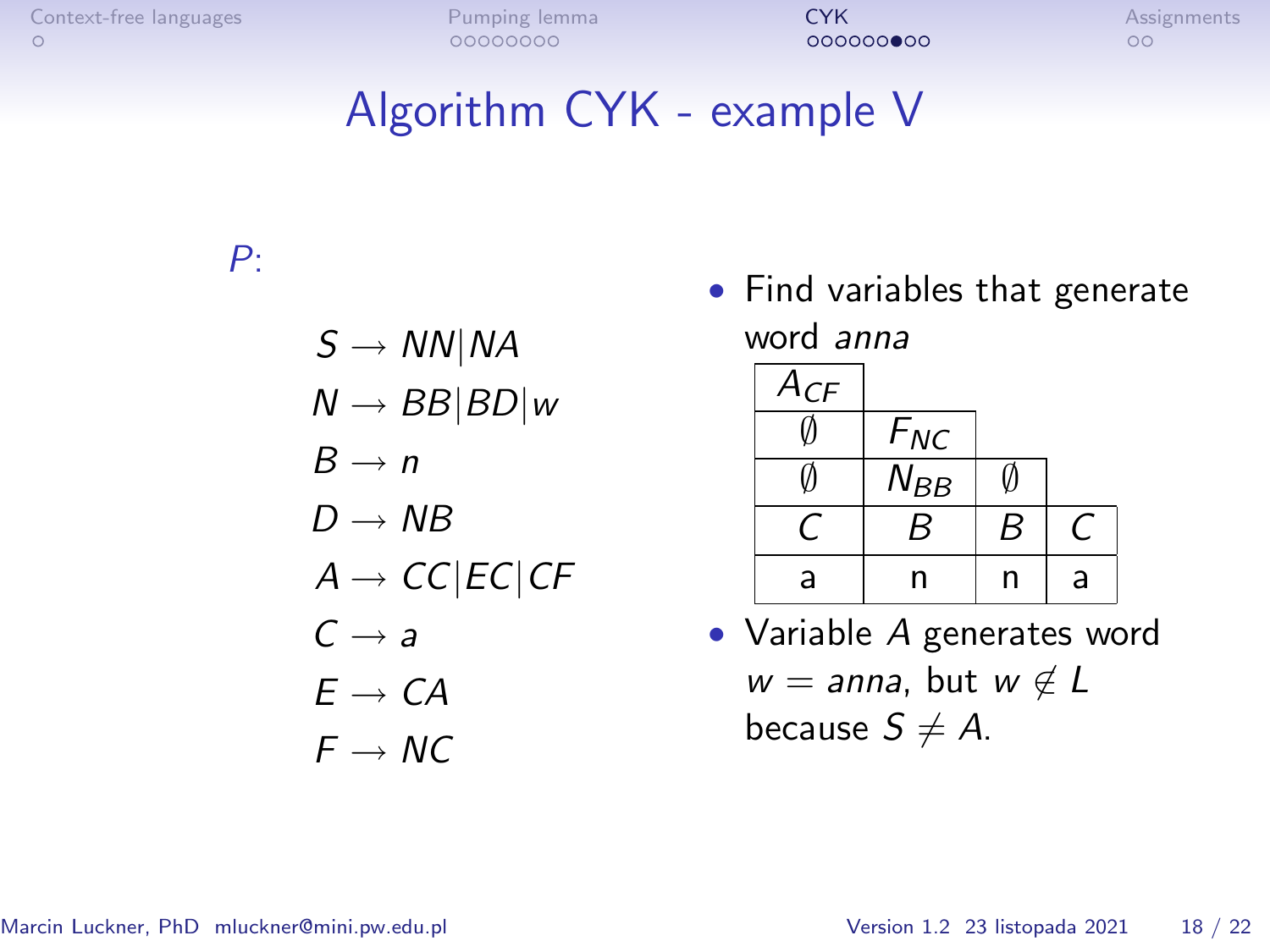# Algorithm CYK - example V

*P*:

$$S \rightarrow NN|NA$$
$$N \rightarrow BB|BD|w$$
$$B \rightarrow n$$
$$D \rightarrow NB$$
$$A \rightarrow CC|EC|CF$$
$$C \rightarrow a$$
$$E \rightarrow CA$$
$$F \rightarrow NC$$

- Find variables that generate word *anna*

| | | | |
|---|---|---|---|
| $A_{CF}$ | | | |
| $\emptyset$ | $F_{NC}$ | | |
| $\emptyset$ | $N_{BB}$ | $\emptyset$ | |
| $C$ | $B$ | $B$ | $C$ |
| a | n | n | a |

- Variable $A$ generates word $w = anna$, but $w \notin L$ because $S \neq A$.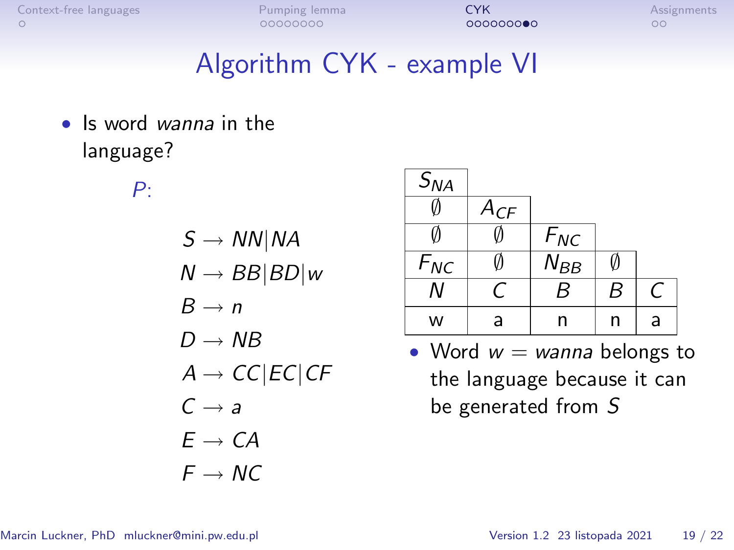# Algorithm CYK - example VI

- Is word *wanna* in the language?

*P*:

$$S \rightarrow NN|NA$$
$$N \rightarrow BB|BD|w$$
$$B \rightarrow n$$
$$D \rightarrow NB$$
$$A \rightarrow CC|EC|CF$$
$$C \rightarrow a$$
$$E \rightarrow CA$$
$$F \rightarrow NC$$

| | | | | |
|---|---|---|---|---|
| $S_{NA}$ | | | | |
| $\emptyset$ | $A_{CF}$ | | | |
| $\emptyset$ | $\emptyset$ | $F_{NC}$ | | |
| $F_{NC}$ | $\emptyset$ | $N_{BB}$ | $\emptyset$ | |
| $N$ | $C$ | $B$ | $B$ | $C$ |
| w | a | n | n | a |

- Word $w = wanna$ belongs to the language because it can be generated from $S$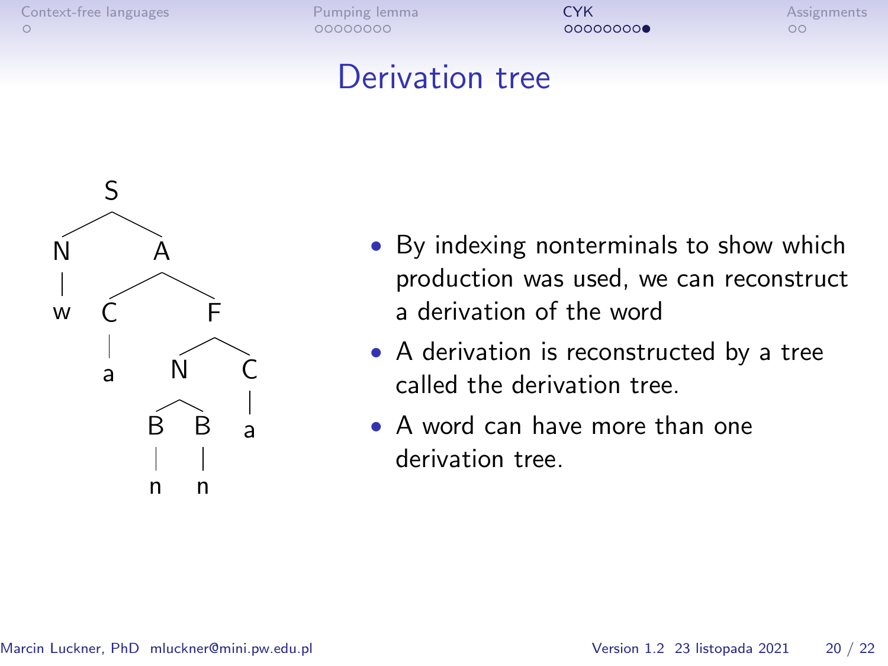# Derivation tree

```
      S
     / \
    N   A
    |  / \
    w C   F
      |  / \
      a N   C
       / \  |
      B   B a
      |   |
      n   n
```

- By indexing nonterminals to show which production was used, we can reconstruct a derivation of the word
- A derivation is reconstructed by a tree called the derivation tree.
- A word can have more than one derivation tree.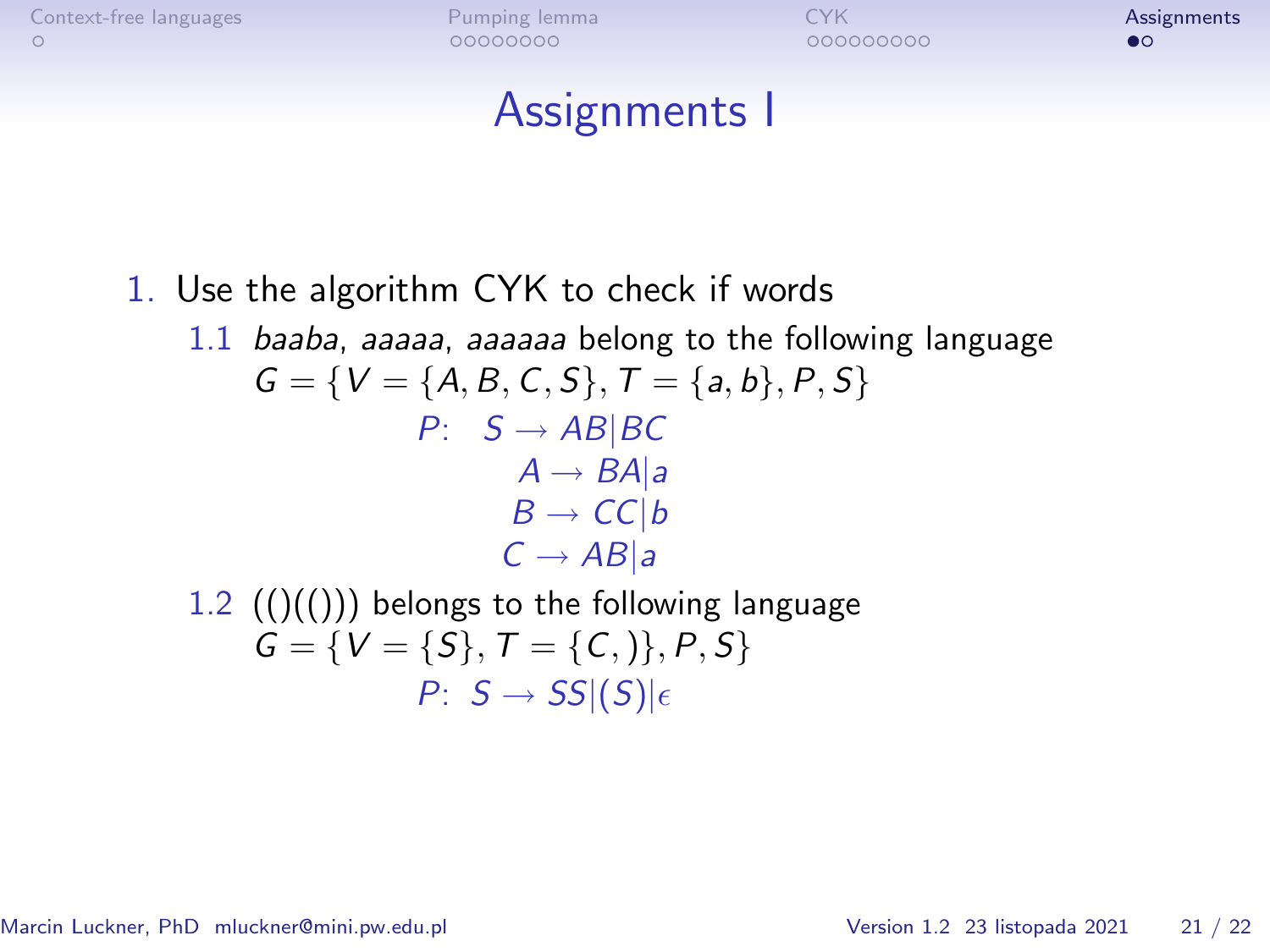# Assignments I

1. Use the algorithm CYK to check if words
   1. *baaba*, *aaaaa*, *aaaaaa* belong to the following language
      $G = \{V = \{A, B, C, S\}, T = \{a, b\}, P, S\}$

      $$
      \begin{aligned}
      P\colon\ S &\rightarrow AB|BC \\
      A &\rightarrow BA|a \\
      B &\rightarrow CC|b \\
      C &\rightarrow AB|a
      \end{aligned}
      $$

   2. (()(())) belongs to the following language
      $G = \{V = \{S\}, T = \{(, )\}, P, S\}$

      $$P\colon\ S \rightarrow SS|(S)|\epsilon$$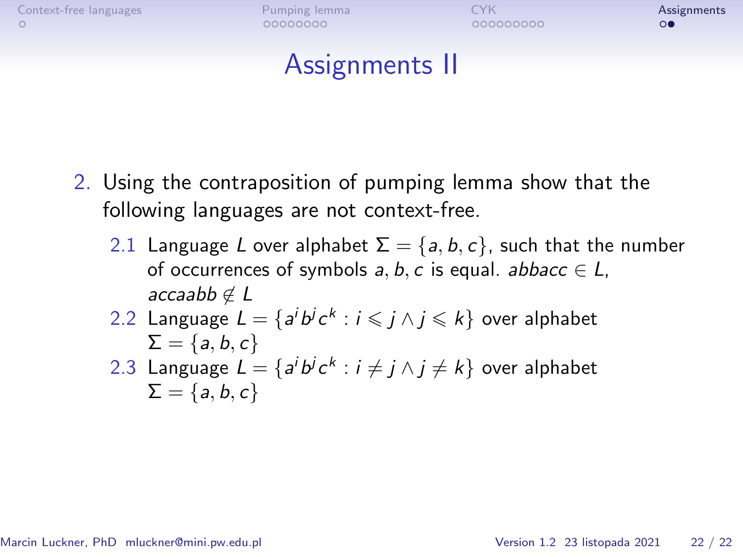# Assignments II

2. Using the contraposition of pumping lemma show that the following languages are not context-free.
    2.1 Language $L$ over alphabet $\Sigma = \{a, b, c\}$, such that the number of occurrences of symbols $a, b, c$ is equal. $abbacc \in L$, $accaabb \notin L$
    2.2 Language $L = \{a^i b^j c^k : i \leqslant j \wedge j \leqslant k\}$ over alphabet $\Sigma = \{a, b, c\}$
    2.3 Language $L = \{a^i b^j c^k : i \neq j \wedge j \neq k\}$ over alphabet $\Sigma = \{a, b, c\}$